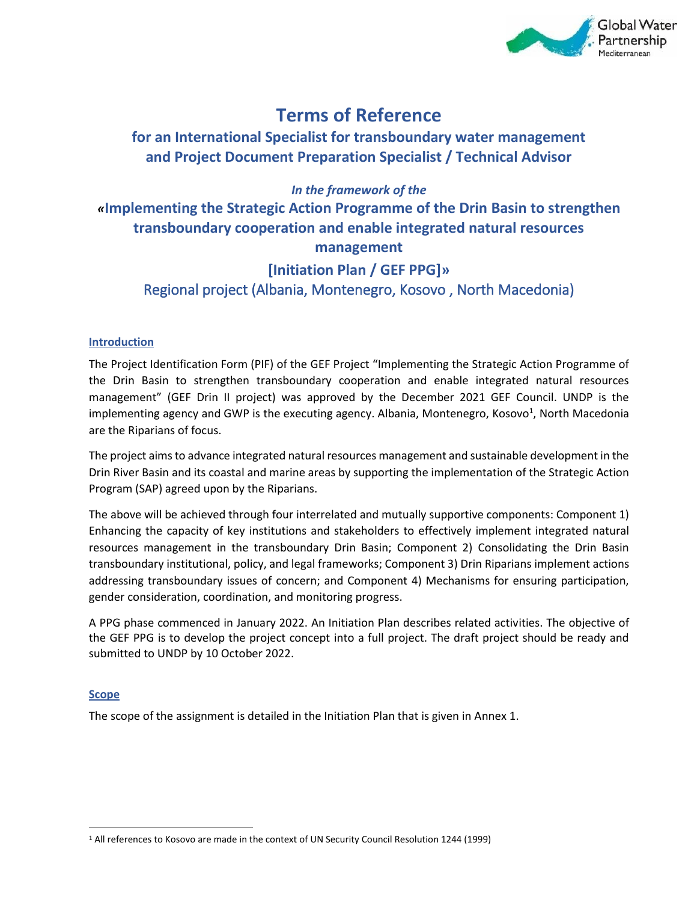# Terms of Reference

## for an International Specialist for transboundary water management and Project Document Preparation Specialist / Technical Advisor

*In the framework of the*

## «Implementing the Strategic Action Programme of the Drin Basin to strengthen transboundary cooperation and enable integrated natural resources management

## [Initiation Plan / GEF PPG]»

Regional project (Albania, Montenegro, Kosovo , North Macedonia)

### Introduction

The Project Identification Form (PIF) of the GEF Project "Implementing the Strategic Action Programme of the Drin Basin to strengthen transboundary cooperation and enable integrated natural resources management" (GEF Drin II project) was approved by the December 2021 GEF Council. UNDP is the implementing agency and GWP is the executing agency. Albania, Montenegro, Kosovo[1], North Macedonia are the Riparians of focus.

The project aims to advance integrated natural resources management and sustainable development in the Drin River Basin and its coastal and marine areas by supporting the implementation of the Strategic Action Program (SAP) agreed upon by the Riparians.

The above will be achieved through four interrelated and mutually supportive components: Component 1) Enhancing the capacity of key institutions and stakeholders to effectively implement integrated natural resources management in the transboundary Drin Basin; Component 2) Consolidating the Drin Basin transboundary institutional, policy, and legal frameworks; Component 3) Drin Riparians implement actions addressing transboundary issues of concern; and Component 4) Mechanisms for ensuring participation, gender consideration, coordination, and monitoring progress.

A PPG phase commenced in January 2022. An Initiation Plan describes related activities. The objective of the GEF PPG is to develop the project concept into a full project. The draft project should be ready and submitted to UNDP by 10 October 2022.

### Scope

The scope of the assignment is detailed in the Initiation Plan that is given in Annex 1.

[1] All references to Kosovo are made in the context of UN Security Council Resolution 1244 (1999)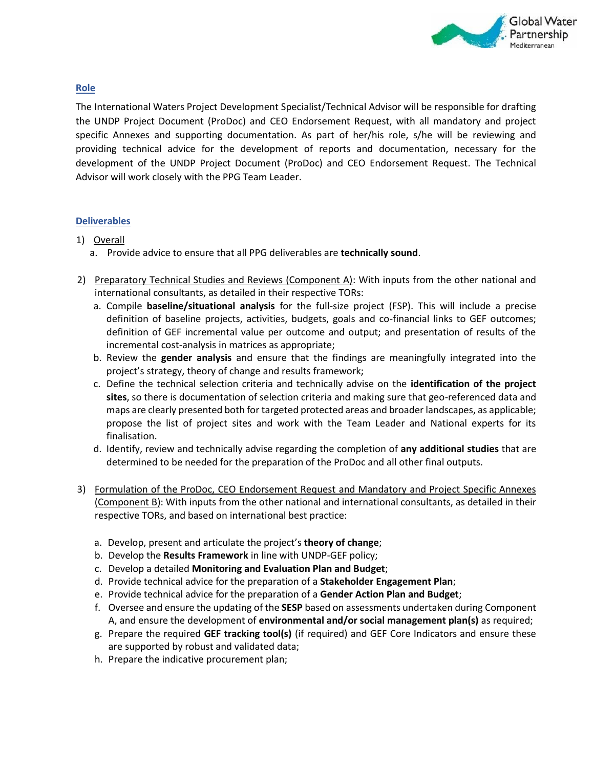## Role

The International Waters Project Development Specialist/Technical Advisor will be responsible for drafting the UNDP Project Document (ProDoc) and CEO Endorsement Request, with all mandatory and project specific Annexes and supporting documentation. As part of her/his role, s/he will be reviewing and providing technical advice for the development of reports and documentation, necessary for the development of the UNDP Project Document (ProDoc) and CEO Endorsement Request. The Technical Advisor will work closely with the PPG Team Leader.

## Deliverables

1) Overall
   a. Provide advice to ensure that all PPG deliverables are **technically sound**.

2) Preparatory Technical Studies and Reviews (Component A): With inputs from the other national and international consultants, as detailed in their respective TORs:
   a. Compile **baseline/situational analysis** for the full-size project (FSP). This will include a precise definition of baseline projects, activities, budgets, goals and co-financial links to GEF outcomes; definition of GEF incremental value per outcome and output; and presentation of results of the incremental cost-analysis in matrices as appropriate;
   b. Review the **gender analysis** and ensure that the findings are meaningfully integrated into the project's strategy, theory of change and results framework;
   c. Define the technical selection criteria and technically advise on the **identification of the project sites**, so there is documentation of selection criteria and making sure that geo-referenced data and maps are clearly presented both for targeted protected areas and broader landscapes, as applicable; propose the list of project sites and work with the Team Leader and National experts for its finalisation.
   d. Identify, review and technically advise regarding the completion of **any additional studies** that are determined to be needed for the preparation of the ProDoc and all other final outputs.

3) Formulation of the ProDoc, CEO Endorsement Request and Mandatory and Project Specific Annexes (Component B): With inputs from the other national and international consultants, as detailed in their respective TORs, and based on international best practice:

   a. Develop, present and articulate the project's **theory of change**;
   b. Develop the **Results Framework** in line with UNDP-GEF policy;
   c. Develop a detailed **Monitoring and Evaluation Plan and Budget**;
   d. Provide technical advice for the preparation of a **Stakeholder Engagement Plan**;
   e. Provide technical advice for the preparation of a **Gender Action Plan and Budget**;
   f. Oversee and ensure the updating of the **SESP** based on assessments undertaken during Component A, and ensure the development of **environmental and/or social management plan(s)** as required;
   g. Prepare the required **GEF tracking tool(s)** (if required) and GEF Core Indicators and ensure these are supported by robust and validated data;
   h. Prepare the indicative procurement plan;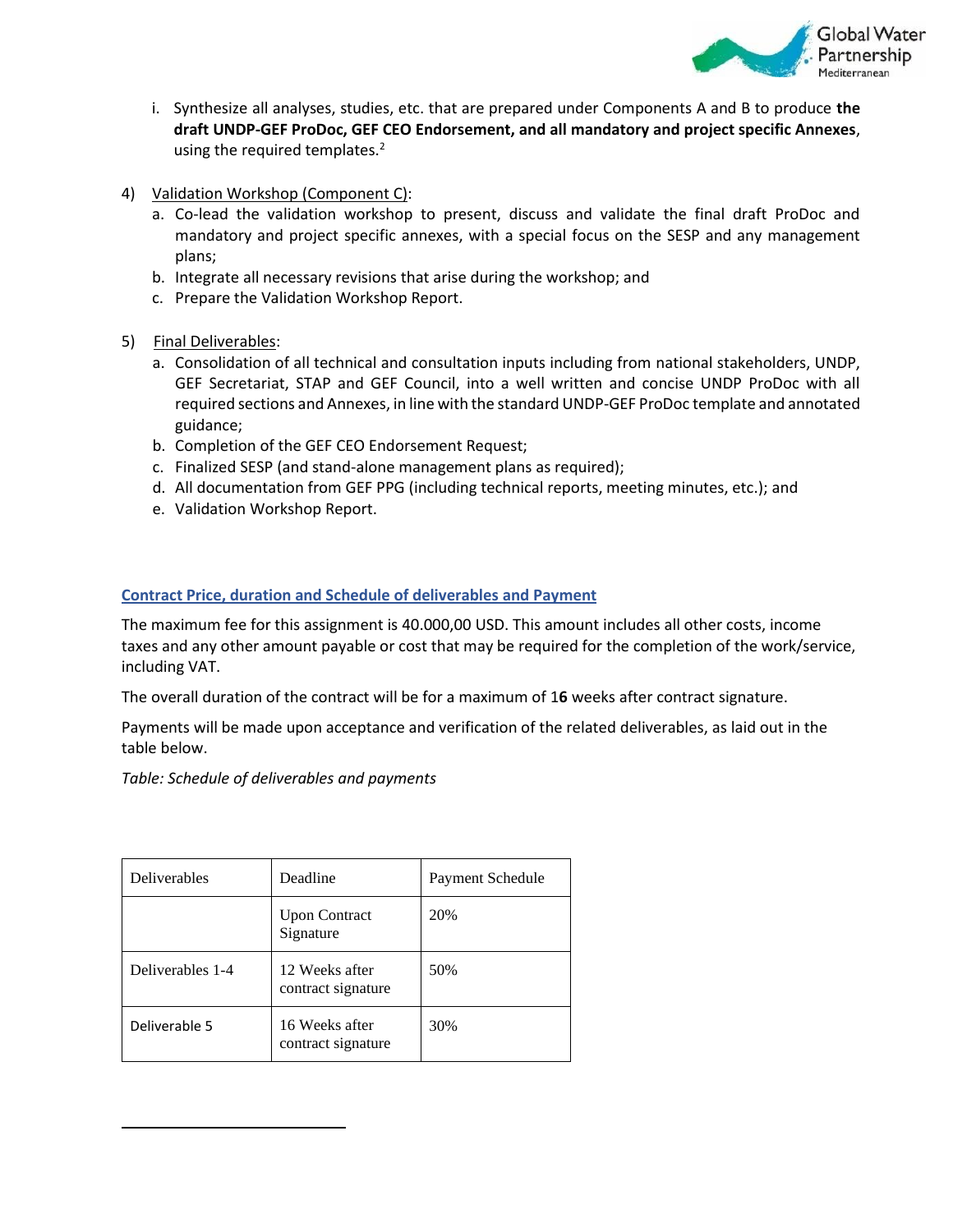i. Synthesize all analyses, studies, etc. that are prepared under Components A and B to produce **the draft UNDP-GEF ProDoc, GEF CEO Endorsement, and all mandatory and project specific Annexes**, using the required templates.[2]

4) Validation Workshop (Component C):
   a. Co-lead the validation workshop to present, discuss and validate the final draft ProDoc and mandatory and project specific annexes, with a special focus on the SESP and any management plans;
   b. Integrate all necessary revisions that arise during the workshop; and
   c. Prepare the Validation Workshop Report.

5) Final Deliverables:
   a. Consolidation of all technical and consultation inputs including from national stakeholders, UNDP, GEF Secretariat, STAP and GEF Council, into a well written and concise UNDP ProDoc with all required sections and Annexes, in line with the standard UNDP-GEF ProDoc template and annotated guidance;
   b. Completion of the GEF CEO Endorsement Request;
   c. Finalized SESP (and stand-alone management plans as required);
   d. All documentation from GEF PPG (including technical reports, meeting minutes, etc.); and
   e. Validation Workshop Report.

## Contract Price, duration and Schedule of deliverables and Payment

The maximum fee for this assignment is 40.000,00 USD. This amount includes all other costs, income taxes and any other amount payable or cost that may be required for the completion of the work/service, including VAT.

The overall duration of the contract will be for a maximum of 1**6** weeks after contract signature.

Payments will be made upon acceptance and verification of the related deliverables, as laid out in the table below.

*Table: Schedule of deliverables and payments*

| Deliverables | Deadline | Payment Schedule |
|---|---|---|
| | Upon Contract Signature | 20% |
| Deliverables 1-4 | 12 Weeks after contract signature | 50% |
| Deliverable 5 | 16 Weeks after contract signature | 30% |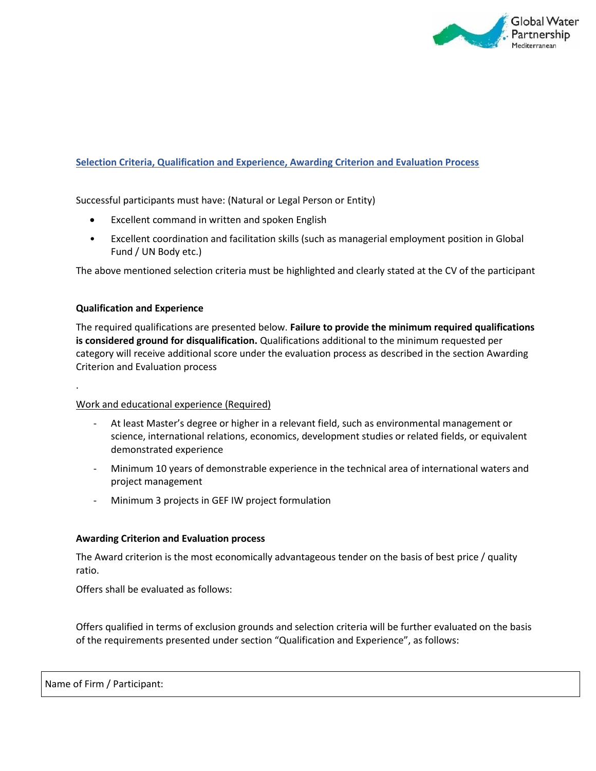**Selection Criteria, Qualification and Experience, Awarding Criterion and Evaluation Process**

Successful participants must have: (Natural or Legal Person or Entity)

- Excellent command in written and spoken English
- Excellent coordination and facilitation skills (such as managerial employment position in Global Fund / UN Body etc.)

The above mentioned selection criteria must be highlighted and clearly stated at the CV of the participant

**Qualification and Experience**

The required qualifications are presented below. **Failure to provide the minimum required qualifications is considered ground for disqualification.** Qualifications additional to the minimum requested per category will receive additional score under the evaluation process as described in the section Awarding Criterion and Evaluation process

.

Work and educational experience (Required)

- At least Master's degree or higher in a relevant field, such as environmental management or science, international relations, economics, development studies or related fields, or equivalent demonstrated experience
- Minimum 10 years of demonstrable experience in the technical area of international waters and project management
- Minimum 3 projects in GEF IW project formulation

**Awarding Criterion and Evaluation process**

The Award criterion is the most economically advantageous tender on the basis of best price / quality ratio.

Offers shall be evaluated as follows:

Offers qualified in terms of exclusion grounds and selection criteria will be further evaluated on the basis of the requirements presented under section "Qualification and Experience", as follows:

| Name of Firm / Participant: |
|---|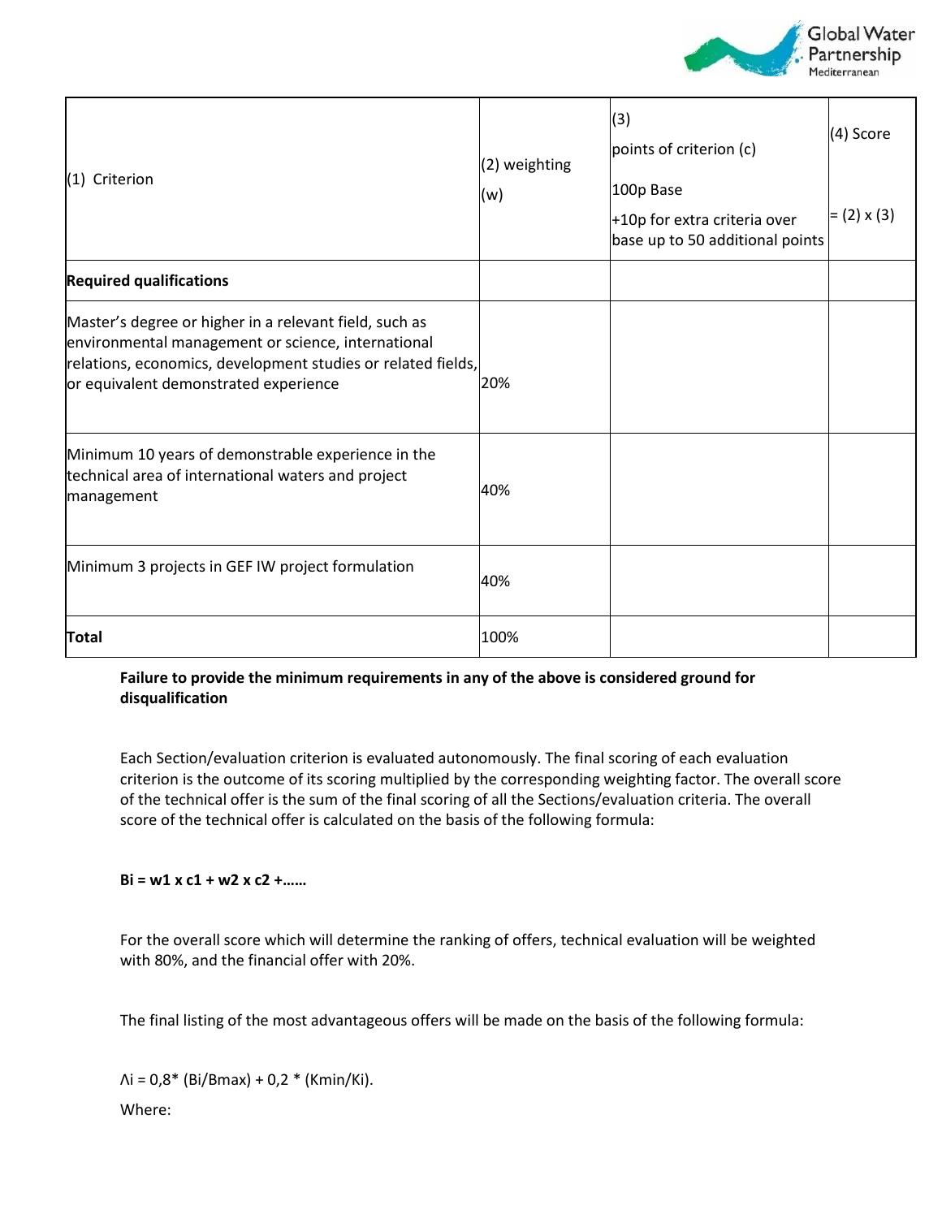| (1) Criterion | (2) weighting (w) | (3) points of criterion (c)<br>100p Base<br>+10p for extra criteria over base up to 50 additional points | (4) Score<br>= (2) x (3) |
|---|---|---|---|
| **Required qualifications** | | | |
| Master's degree or higher in a relevant field, such as environmental management or science, international relations, economics, development studies or related fields, or equivalent demonstrated experience | 20% | | |
| Minimum 10 years of demonstrable experience in the technical area of international waters and project management | 40% | | |
| Minimum 3 projects in GEF IW project formulation | 40% | | |
| **Total** | 100% | | |

**Failure to provide the minimum requirements in any of the above is considered ground for disqualification**

Each Section/evaluation criterion is evaluated autonomously. The final scoring of each evaluation criterion is the outcome of its scoring multiplied by the corresponding weighting factor. The overall score of the technical offer is the sum of the final scoring of all the Sections/evaluation criteria. The overall score of the technical offer is calculated on the basis of the following formula:

**$B_i = w_1 \times c_1 + w_2 \times c_2 + \ldots\ldots$**

For the overall score which will determine the ranking of offers, technical evaluation will be weighted with 80%, and the financial offer with 20%.

The final listing of the most advantageous offers will be made on the basis of the following formula:

$\Lambda_i = 0{,}8 * (B_i/B_{max}) + 0{,}2 * (K_{min}/K_i)$.

Where: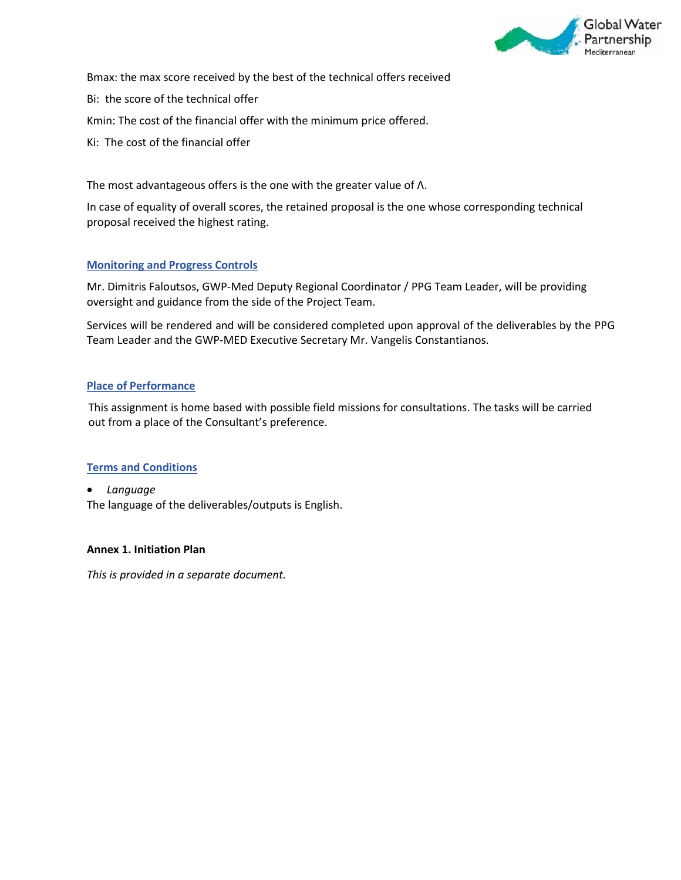$B_{max}$: the max score received by the best of the technical offers received

$B_i$: the score of the technical offer

$K_{min}$: The cost of the financial offer with the minimum price offered.

$K_i$: The cost of the financial offer

The most advantageous offers is the one with the greater value of $\Lambda$.

In case of equality of overall scores, the retained proposal is the one whose corresponding technical proposal received the highest rating.

## Monitoring and Progress Controls

Mr. Dimitris Faloutsos, GWP-Med Deputy Regional Coordinator / PPG Team Leader, will be providing oversight and guidance from the side of the Project Team.

Services will be rendered and will be considered completed upon approval of the deliverables by the PPG Team Leader and the GWP-MED Executive Secretary Mr. Vangelis Constantianos.

## Place of Performance

This assignment is home based with possible field missions for consultations. The tasks will be carried out from a place of the Consultant's preference.

## Terms and Conditions

- *Language*

The language of the deliverables/outputs is English.

**Annex 1. Initiation Plan**

*This is provided in a separate document.*